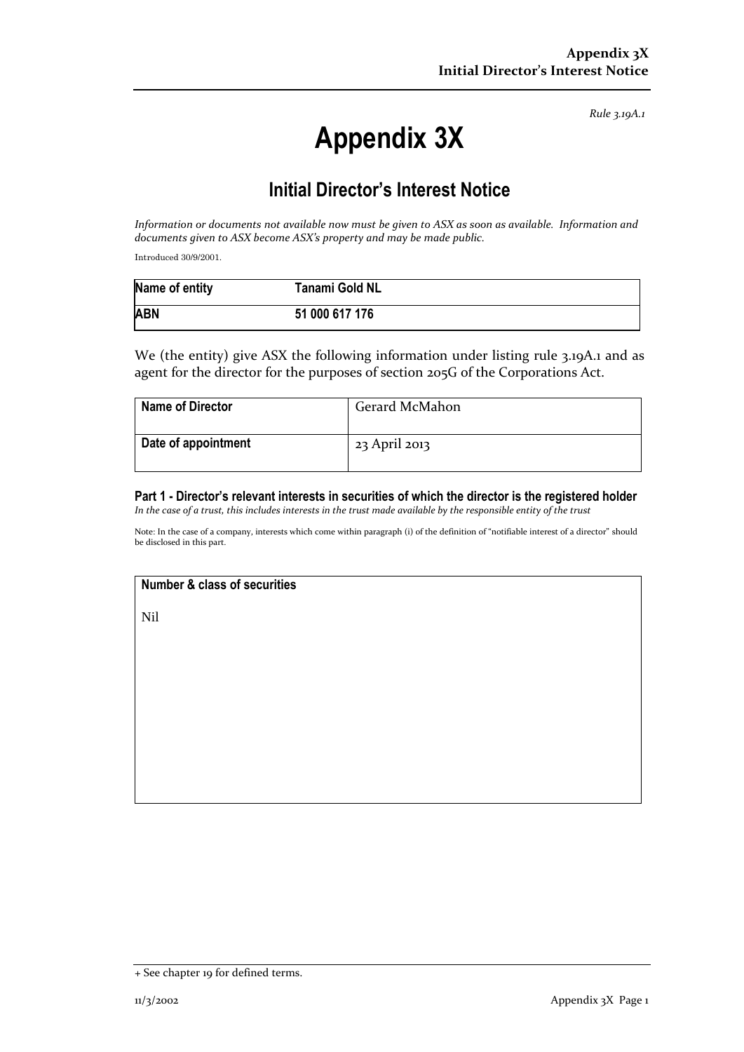*Rule 3.19A.1*

# Appendix 3X

## Initial Director's Interest Notice

*Information or documents not available now must be given to ASX as soon as available. Information and documents given to ASX become ASX's property and may be made public.*

Introduced 30/9/2001.

| Name of entity | Tanami Gold NL |
|---|---|
| ABN | 51 000 617 176 |

We (the entity) give ASX the following information under listing rule 3.19A.1 and as agent for the director for the purposes of section 205G of the Corporations Act.

| Name of Director | Gerard McMahon |
|---|---|
| Date of appointment | 23 April 2013 |

### Part 1 - Director's relevant interests in securities of which the director is the registered holder

*In the case of a trust, this includes interests in the trust made available by the responsible entity of the trust*

Note: In the case of a company, interests which come within paragraph (i) of the definition of "notifiable interest of a director" should be disclosed in this part.

| Number & class of securities |
|---|
| Nil |

+ See chapter 19 for defined terms.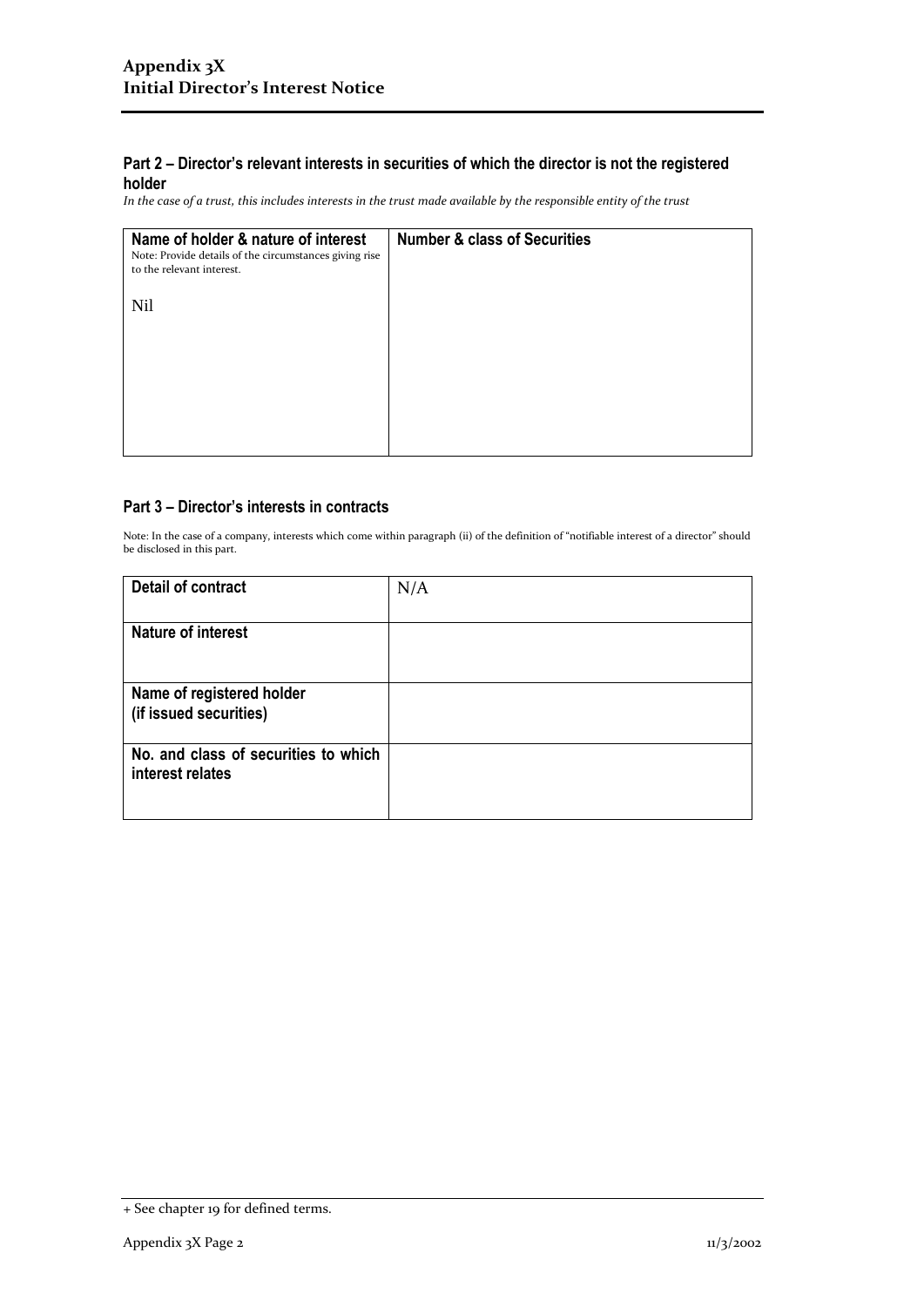## Part 2 – Director's relevant interests in securities of which the director is not the registered holder

*In the case of a trust, this includes interests in the trust made available by the responsible entity of the trust*

| Name of holder & nature of interest<br>Note: Provide details of the circumstances giving rise to the relevant interest. | Number & class of Securities |
|---|---|
| Nil | |

## Part 3 – Director's interests in contracts

Note: In the case of a company, interests which come within paragraph (ii) of the definition of "notifiable interest of a director" should be disclosed in this part.

| | |
|---|---|
| **Detail of contract** | N/A |
| **Nature of interest** | |
| **Name of registered holder (if issued securities)** | |
| **No. and class of securities to which interest relates** | |

+ See chapter 19 for defined terms.